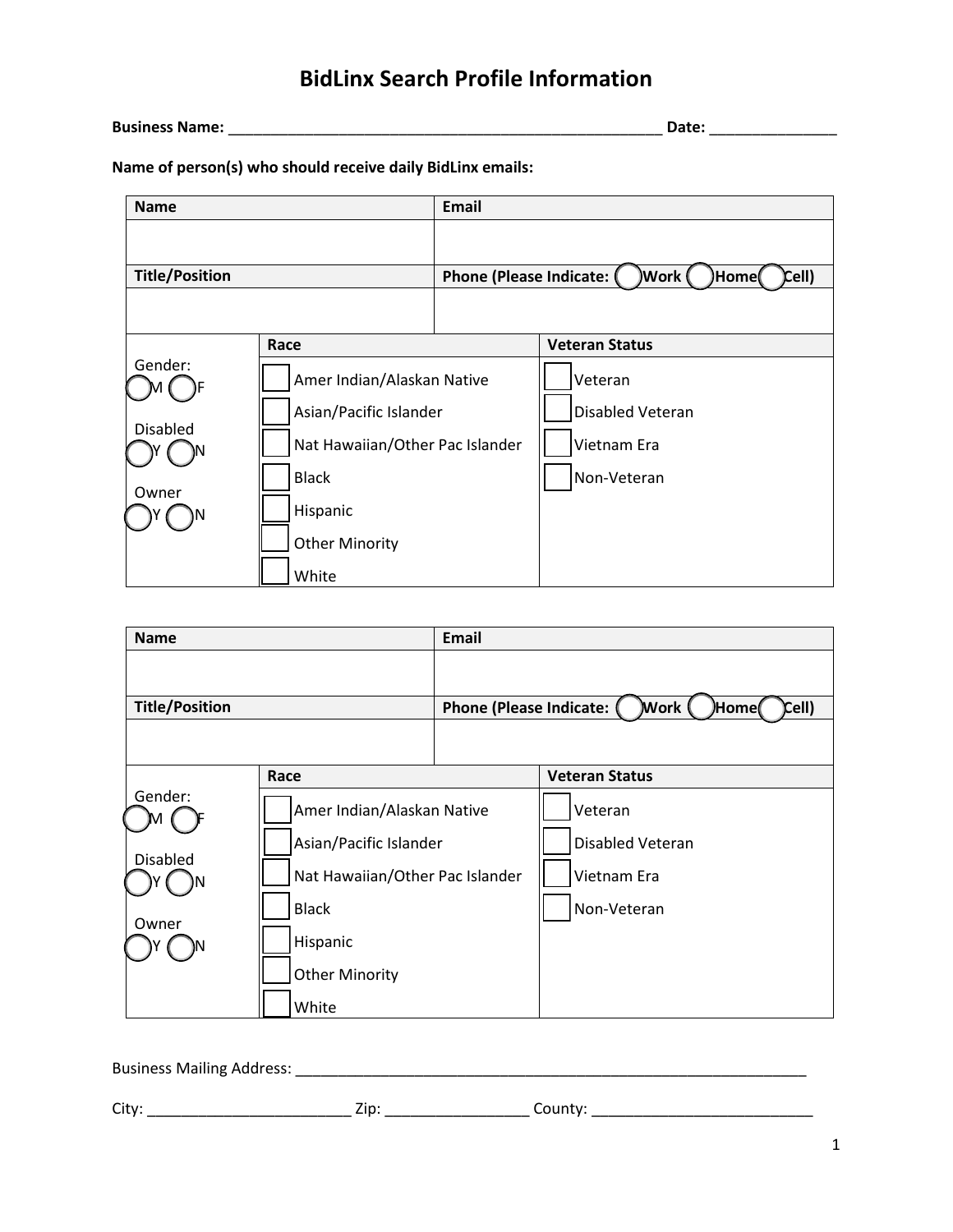# BidLinx Search Profile Information

**Business Name:** _____________________________________________________ **Date:** _______________

**Name of person(s) who should receive daily BidLinx emails:**

| **Name** | | **Email** |
|---|---|---|
| | | |
| **Title/Position** | | **Phone (Please Indicate: ◯ Work ◯ Home ◯ Cell)** |
| | | |
| | **Race** | **Veteran Status** |
| Gender: ◯ M ◯ F<br><br>Disabled ◯ Y ◯ N<br><br>Owner ◯ Y ◯ N | ☐ Amer Indian/Alaskan Native<br>☐ Asian/Pacific Islander<br>☐ Nat Hawaiian/Other Pac Islander<br>☐ Black<br>☐ Hispanic<br>☐ Other Minority<br>☐ White | ☐ Veteran<br>☐ Disabled Veteran<br>☐ Vietnam Era<br>☐ Non-Veteran |

| **Name** | | **Email** |
|---|---|---|
| | | |
| **Title/Position** | | **Phone (Please Indicate: ◯ Work ◯ Home ◯ Cell)** |
| | | |
| | **Race** | **Veteran Status** |
| Gender: ◯ M ◯ F<br><br>Disabled ◯ Y ◯ N<br><br>Owner ◯ Y ◯ N | ☐ Amer Indian/Alaskan Native<br>☐ Asian/Pacific Islander<br>☐ Nat Hawaiian/Other Pac Islander<br>☐ Black<br>☐ Hispanic<br>☐ Other Minority<br>☐ White | ☐ Veteran<br>☐ Disabled Veteran<br>☐ Vietnam Era<br>☐ Non-Veteran |

Business Mailing Address: _________________________________________________________________

City: _________________________ Zip: _________________ County: ___________________________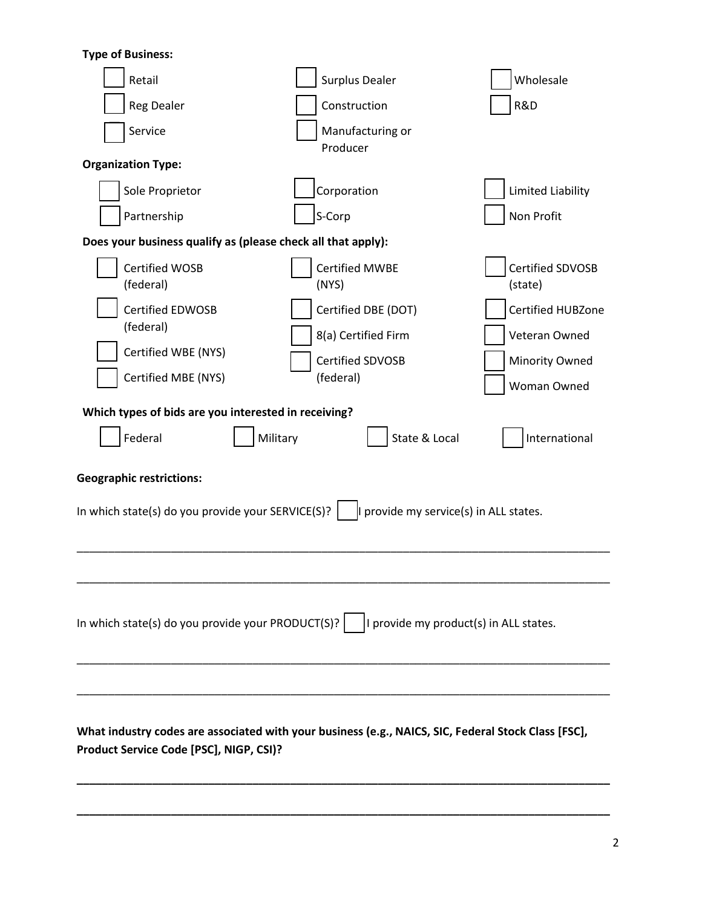**Type of Business:**

- [ ] Retail
- [ ] Surplus Dealer
- [ ] Wholesale
- [ ] Reg Dealer
- [ ] Construction
- [ ] R&D
- [ ] Service
- [ ] Manufacturing or Producer

**Organization Type:**

- [ ] Sole Proprietor
- [ ] Corporation
- [ ] Limited Liability
- [ ] Partnership
- [ ] S-Corp
- [ ] Non Profit

**Does your business qualify as (please check all that apply):**

- [ ] Certified WOSB (federal)
- [ ] Certified MWBE (NYS)
- [ ] Certified SDVOSB (state)
- [ ] Certified EDWOSB (federal)
- [ ] Certified DBE (DOT)
- [ ] Certified HUBZone
- [ ] 8(a) Certified Firm
- [ ] Veteran Owned
- [ ] Certified WBE (NYS)
- [ ] Certified SDVOSB (federal)
- [ ] Minority Owned
- [ ] Certified MBE (NYS)
- [ ] Woman Owned

**Which types of bids are you interested in receiving?**

- [ ] Federal
- [ ] Military
- [ ] State & Local
- [ ] International

**Geographic restrictions:**

In which state(s) do you provide your SERVICE(S)? [ ] I provide my service(s) in ALL states.

______________________________________________________________________________

______________________________________________________________________________

In which state(s) do you provide your PRODUCT(S)? [ ] I provide my product(s) in ALL states.

______________________________________________________________________________

______________________________________________________________________________

**What industry codes are associated with your business (e.g., NAICS, SIC, Federal Stock Class [FSC], Product Service Code [PSC], NIGP, CSI)?**

______________________________________________________________________________

______________________________________________________________________________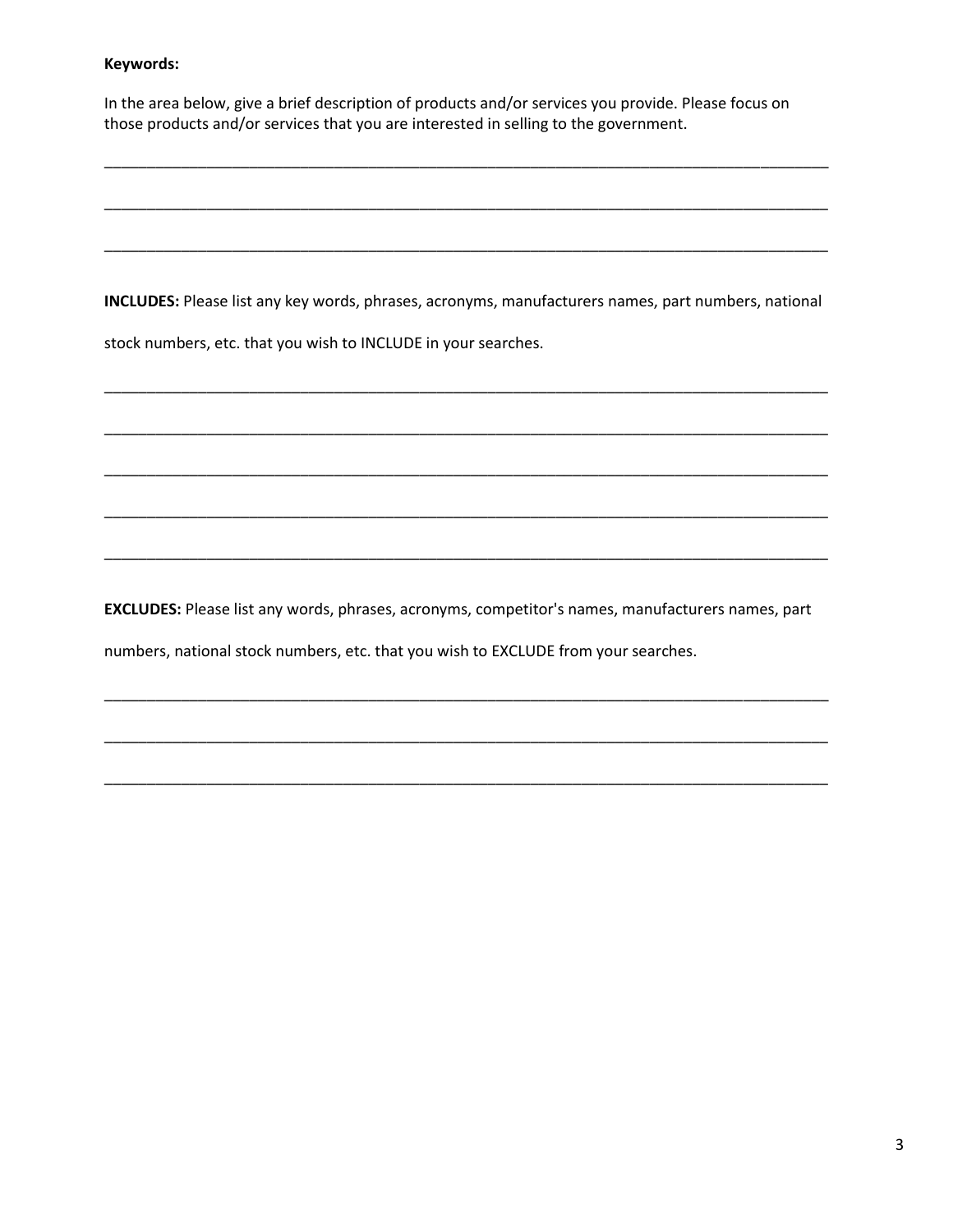**Keywords:**

In the area below, give a brief description of products and/or services you provide. Please focus on those products and/or services that you are interested in selling to the government.

\_\_\_\_\_\_\_\_\_\_\_\_\_\_\_\_\_\_\_\_\_\_\_\_\_\_\_\_\_\_\_\_\_\_\_\_\_\_\_\_\_\_\_\_\_\_\_\_\_\_\_\_\_\_\_\_\_\_\_\_\_\_\_\_\_\_\_\_\_\_\_\_\_\_\_\_\_\_

\_\_\_\_\_\_\_\_\_\_\_\_\_\_\_\_\_\_\_\_\_\_\_\_\_\_\_\_\_\_\_\_\_\_\_\_\_\_\_\_\_\_\_\_\_\_\_\_\_\_\_\_\_\_\_\_\_\_\_\_\_\_\_\_\_\_\_\_\_\_\_\_\_\_\_\_\_\_

\_\_\_\_\_\_\_\_\_\_\_\_\_\_\_\_\_\_\_\_\_\_\_\_\_\_\_\_\_\_\_\_\_\_\_\_\_\_\_\_\_\_\_\_\_\_\_\_\_\_\_\_\_\_\_\_\_\_\_\_\_\_\_\_\_\_\_\_\_\_\_\_\_\_\_\_\_\_

**INCLUDES:** Please list any key words, phrases, acronyms, manufacturers names, part numbers, national stock numbers, etc. that you wish to INCLUDE in your searches.

\_\_\_\_\_\_\_\_\_\_\_\_\_\_\_\_\_\_\_\_\_\_\_\_\_\_\_\_\_\_\_\_\_\_\_\_\_\_\_\_\_\_\_\_\_\_\_\_\_\_\_\_\_\_\_\_\_\_\_\_\_\_\_\_\_\_\_\_\_\_\_\_\_\_\_\_\_\_

\_\_\_\_\_\_\_\_\_\_\_\_\_\_\_\_\_\_\_\_\_\_\_\_\_\_\_\_\_\_\_\_\_\_\_\_\_\_\_\_\_\_\_\_\_\_\_\_\_\_\_\_\_\_\_\_\_\_\_\_\_\_\_\_\_\_\_\_\_\_\_\_\_\_\_\_\_\_

\_\_\_\_\_\_\_\_\_\_\_\_\_\_\_\_\_\_\_\_\_\_\_\_\_\_\_\_\_\_\_\_\_\_\_\_\_\_\_\_\_\_\_\_\_\_\_\_\_\_\_\_\_\_\_\_\_\_\_\_\_\_\_\_\_\_\_\_\_\_\_\_\_\_\_\_\_\_

\_\_\_\_\_\_\_\_\_\_\_\_\_\_\_\_\_\_\_\_\_\_\_\_\_\_\_\_\_\_\_\_\_\_\_\_\_\_\_\_\_\_\_\_\_\_\_\_\_\_\_\_\_\_\_\_\_\_\_\_\_\_\_\_\_\_\_\_\_\_\_\_\_\_\_\_\_\_

\_\_\_\_\_\_\_\_\_\_\_\_\_\_\_\_\_\_\_\_\_\_\_\_\_\_\_\_\_\_\_\_\_\_\_\_\_\_\_\_\_\_\_\_\_\_\_\_\_\_\_\_\_\_\_\_\_\_\_\_\_\_\_\_\_\_\_\_\_\_\_\_\_\_\_\_\_\_

**EXCLUDES:** Please list any words, phrases, acronyms, competitor's names, manufacturers names, part numbers, national stock numbers, etc. that you wish to EXCLUDE from your searches.

\_\_\_\_\_\_\_\_\_\_\_\_\_\_\_\_\_\_\_\_\_\_\_\_\_\_\_\_\_\_\_\_\_\_\_\_\_\_\_\_\_\_\_\_\_\_\_\_\_\_\_\_\_\_\_\_\_\_\_\_\_\_\_\_\_\_\_\_\_\_\_\_\_\_\_\_\_\_

\_\_\_\_\_\_\_\_\_\_\_\_\_\_\_\_\_\_\_\_\_\_\_\_\_\_\_\_\_\_\_\_\_\_\_\_\_\_\_\_\_\_\_\_\_\_\_\_\_\_\_\_\_\_\_\_\_\_\_\_\_\_\_\_\_\_\_\_\_\_\_\_\_\_\_\_\_\_

\_\_\_\_\_\_\_\_\_\_\_\_\_\_\_\_\_\_\_\_\_\_\_\_\_\_\_\_\_\_\_\_\_\_\_\_\_\_\_\_\_\_\_\_\_\_\_\_\_\_\_\_\_\_\_\_\_\_\_\_\_\_\_\_\_\_\_\_\_\_\_\_\_\_\_\_\_\_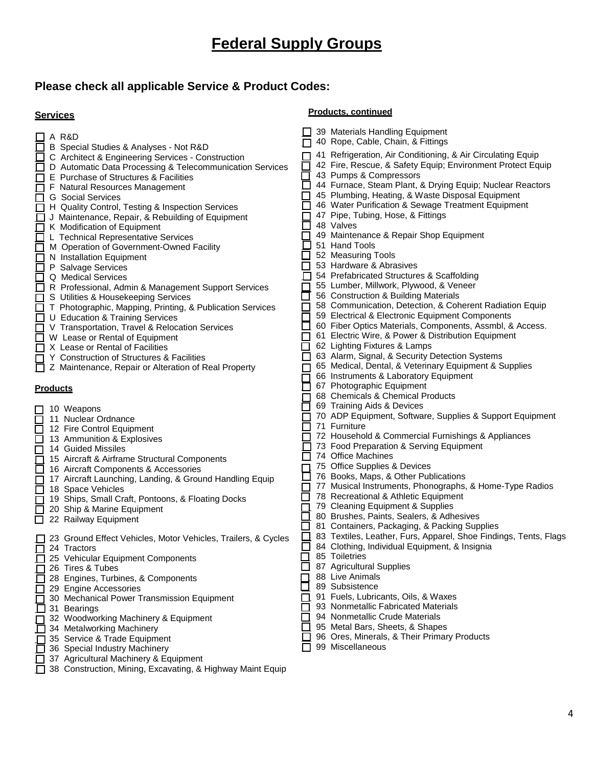# Federal Supply Groups

## Please check all applicable Service & Product Codes:

### Services

- [ ] A R&D
- [ ] B Special Studies & Analyses - Not R&D
- [ ] C Architect & Engineering Services - Construction
- [ ] D Automatic Data Processing & Telecommunication Services
- [ ] E Purchase of Structures & Facilities
- [ ] F Natural Resources Management
- [ ] G Social Services
- [ ] H Quality Control, Testing & Inspection Services
- [ ] J Maintenance, Repair, & Rebuilding of Equipment
- [ ] K Modification of Equipment
- [ ] L Technical Representative Services
- [ ] M Operation of Government-Owned Facility
- [ ] N Installation Equipment
- [ ] P Salvage Services
- [ ] Q Medical Services
- [ ] R Professional, Admin & Management Support Services
- [ ] S Utilities & Housekeeping Services
- [ ] T Photographic, Mapping, Printing, & Publication Services
- [ ] U Education & Training Services
- [ ] V Transportation, Travel & Relocation Services
- [ ] W Lease or Rental of Equipment
- [ ] X Lease or Rental of Facilities
- [ ] Y Construction of Structures & Facilities
- [ ] Z Maintenance, Repair or Alteration of Real Property

### Products

- [ ] 10 Weapons
- [ ] 11 Nuclear Ordnance
- [ ] 12 Fire Control Equipment
- [ ] 13 Ammunition & Explosives
- [ ] 14 Guided Missiles
- [ ] 15 Aircraft & Airframe Structural Components
- [ ] 16 Aircraft Components & Accessories
- [ ] 17 Aircraft Launching, Landing, & Ground Handling Equip
- [ ] 18 Space Vehicles
- [ ] 19 Ships, Small Craft, Pontoons, & Floating Docks
- [ ] 20 Ship & Marine Equipment
- [ ] 22 Railway Equipment

- [ ] 23 Ground Effect Vehicles, Motor Vehicles, Trailers, & Cycles
- [ ] 24 Tractors
- [ ] 25 Vehicular Equipment Components
- [ ] 26 Tires & Tubes
- [ ] 28 Engines, Turbines, & Components
- [ ] 29 Engine Accessories
- [ ] 30 Mechanical Power Transmission Equipment
- [ ] 31 Bearings
- [ ] 32 Woodworking Machinery & Equipment
- [ ] 34 Metalworking Machinery
- [ ] 35 Service & Trade Equipment
- [ ] 36 Special Industry Machinery
- [ ] 37 Agricultural Machinery & Equipment
- [ ] 38 Construction, Mining, Excavating, & Highway Maint Equip

### Products, continued

- [ ] 39 Materials Handling Equipment
- [ ] 40 Rope, Cable, Chain, & Fittings
- [ ] 41 Refrigeration, Air Conditioning, & Air Circulating Equip
- [ ] 42 Fire, Rescue, & Safety Equip; Environment Protect Equip
- [ ] 43 Pumps & Compressors
- [ ] 44 Furnace, Steam Plant, & Drying Equip; Nuclear Reactors
- [ ] 45 Plumbing, Heating, & Waste Disposal Equipment
- [ ] 46 Water Purification & Sewage Treatment Equipment
- [ ] 47 Pipe, Tubing, Hose, & Fittings
- [ ] 48 Valves
- [ ] 49 Maintenance & Repair Shop Equipment
- [ ] 51 Hand Tools
- [ ] 52 Measuring Tools
- [ ] 53 Hardware & Abrasives
- [ ] 54 Prefabricated Structures & Scaffolding
- [ ] 55 Lumber, Millwork, Plywood, & Veneer
- [ ] 56 Construction & Building Materials
- [ ] 58 Communication, Detection, & Coherent Radiation Equip
- [ ] 59 Electrical & Electronic Equipment Components
- [ ] 60 Fiber Optics Materials, Components, Assmbl, & Access.
- [ ] 61 Electric Wire, & Power & Distribution Equipment
- [ ] 62 Lighting Fixtures & Lamps
- [ ] 63 Alarm, Signal, & Security Detection Systems
- [ ] 65 Medical, Dental, & Veterinary Equipment & Supplies
- [ ] 66 Instruments & Laboratory Equipment
- [ ] 67 Photographic Equipment
- [ ] 68 Chemicals & Chemical Products
- [ ] 69 Training Aids & Devices
- [ ] 70 ADP Equipment, Software, Supplies & Support Equipment
- [ ] 71 Furniture
- [ ] 72 Household & Commercial Furnishings & Appliances
- [ ] 73 Food Preparation & Serving Equipment
- [ ] 74 Office Machines
- [ ] 75 Office Supplies & Devices
- [ ] 76 Books, Maps, & Other Publications
- [ ] 77 Musical Instruments, Phonographs, & Home-Type Radios
- [ ] 78 Recreational & Athletic Equipment
- [ ] 79 Cleaning Equipment & Supplies
- [ ] 80 Brushes, Paints, Sealers, & Adhesives
- [ ] 81 Containers, Packaging, & Packing Supplies
- [ ] 83 Textiles, Leather, Furs, Apparel, Shoe Findings, Tents, Flags
- [ ] 84 Clothing, Individual Equipment, & Insignia
- [ ] 85 Toiletries
- [ ] 87 Agricultural Supplies
- [ ] 88 Live Animals
- [ ] 89 Subsistence
- [ ] 91 Fuels, Lubricants, Oils, & Waxes
- [ ] 93 Nonmetallic Fabricated Materials
- [ ] 94 Nonmetallic Crude Materials
- [ ] 95 Metal Bars, Sheets, & Shapes
- [ ] 96 Ores, Minerals, & Their Primary Products
- [ ] 99 Miscellaneous